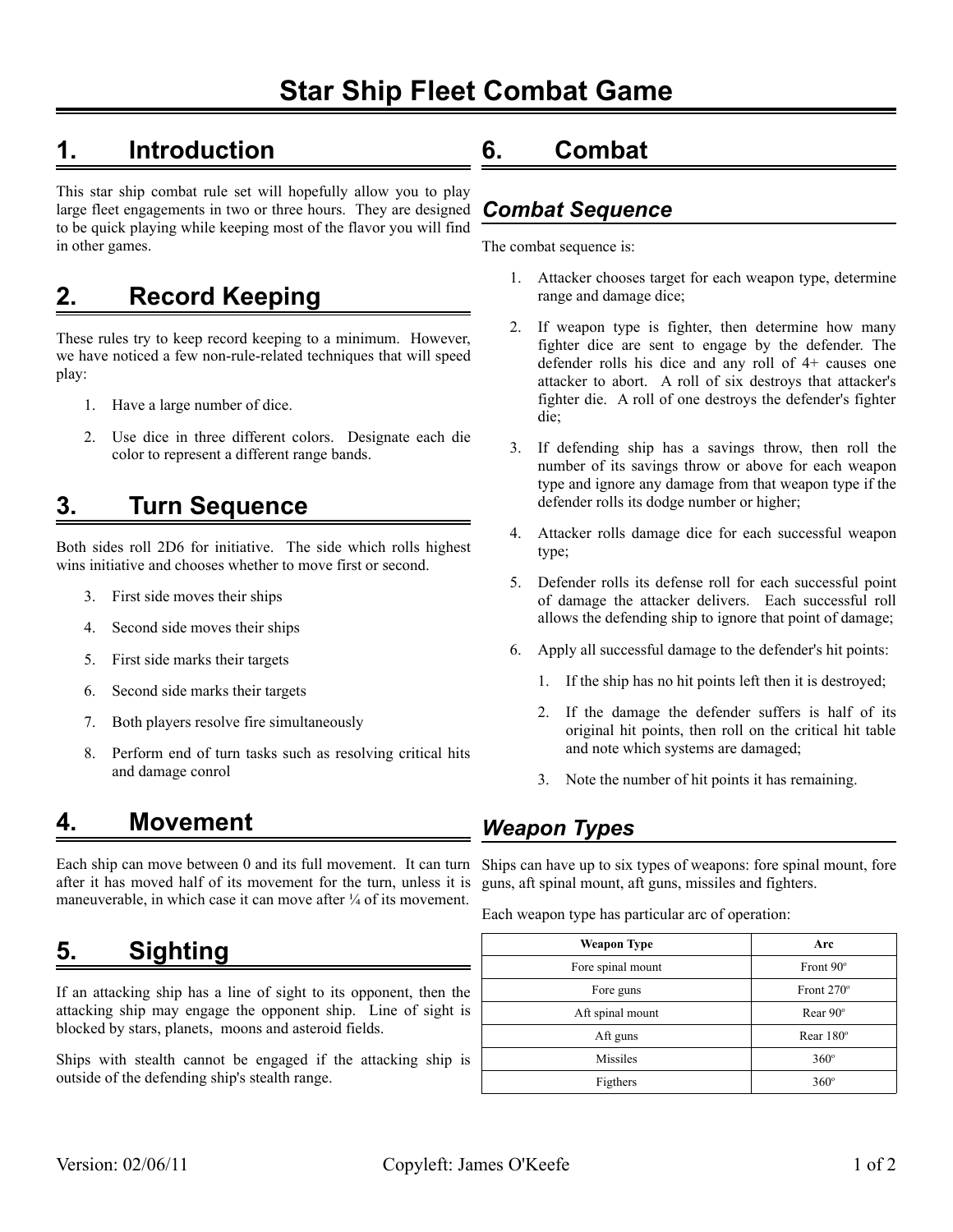# Star Ship Fleet Combat Game

## 1. Introduction

This star ship combat rule set will hopefully allow you to play large fleet engagements in two or three hours. They are designed to be quick playing while keeping most of the flavor you will find in other games.

## 2. Record Keeping

These rules try to keep record keeping to a minimum. However, we have noticed a few non-rule-related techniques that will speed play:

1. Have a large number of dice.
2. Use dice in three different colors. Designate each die color to represent a different range bands.

## 3. Turn Sequence

Both sides roll 2D6 for initiative. The side which rolls highest wins initiative and chooses whether to move first or second.

3. First side moves their ships
4. Second side moves their ships
5. First side marks their targets
6. Second side marks their targets
7. Both players resolve fire simultaneously
8. Perform end of turn tasks such as resolving critical hits and damage conrol

## 4. Movement

Each ship can move between 0 and its full movement. It can turn after it has moved half of its movement for the turn, unless it is maneuverable, in which case it can move after ¼ of its movement.

## 5. Sighting

If an attacking ship has a line of sight to its opponent, then the attacking ship may engage the opponent ship. Line of sight is blocked by stars, planets, moons and asteroid fields.

Ships with stealth cannot be engaged if the attacking ship is outside of the defending ship's stealth range.

## 6. Combat

### *Combat Sequence*

The combat sequence is:

1. Attacker chooses target for each weapon type, determine range and damage dice;
2. If weapon type is fighter, then determine how many fighter dice are sent to engage by the defender. The defender rolls his dice and any roll of 4+ causes one attacker to abort. A roll of six destroys that attacker's fighter die. A roll of one destroys the defender's fighter die;
3. If defending ship has a savings throw, then roll the number of its savings throw or above for each weapon type and ignore any damage from that weapon type if the defender rolls its dodge number or higher;
4. Attacker rolls damage dice for each successful weapon type;
5. Defender rolls its defense roll for each successful point of damage the attacker delivers. Each successful roll allows the defending ship to ignore that point of damage;
6. Apply all successful damage to the defender's hit points:
    1. If the ship has no hit points left then it is destroyed;
    2. If the damage the defender suffers is half of its original hit points, then roll on the critical hit table and note which systems are damaged;
    3. Note the number of hit points it has remaining.

### *Weapon Types*

Ships can have up to six types of weapons: fore spinal mount, fore guns, aft spinal mount, aft guns, missiles and fighters.

Each weapon type has particular arc of operation:

| Weapon Type | Arc |
|---|---|
| Fore spinal mount | Front 90º |
| Fore guns | Front 270º |
| Aft spinal mount | Rear 90º |
| Aft guns | Rear 180º |
| Missiles | 360º |
| Figthers | 360º |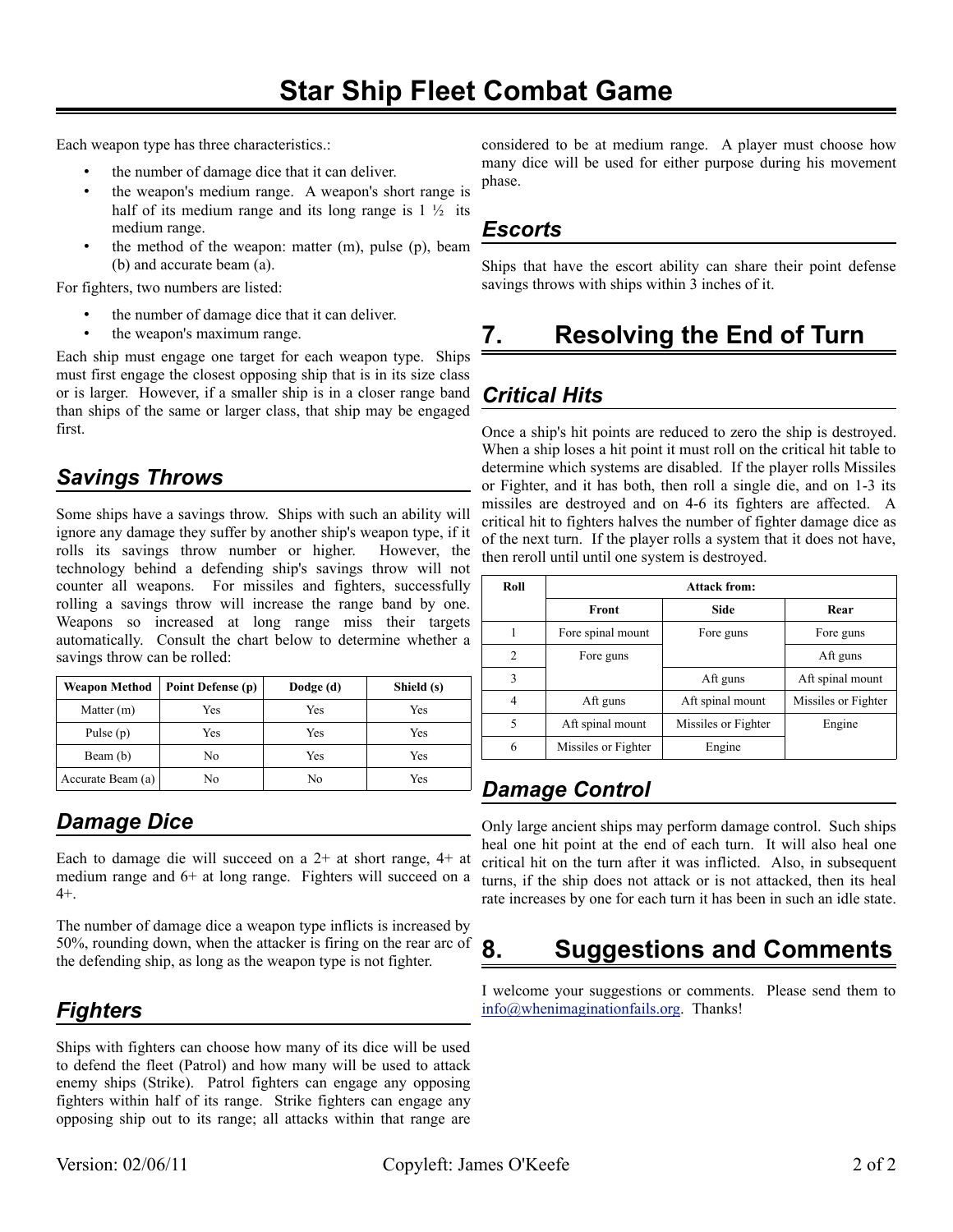Each weapon type has three characteristics.:

- the number of damage dice that it can deliver.
- the weapon's medium range. A weapon's short range is half of its medium range and its long range is 1 ½ its medium range.
- the method of the weapon: matter (m), pulse (p), beam (b) and accurate beam (a).

For fighters, two numbers are listed:

- the number of damage dice that it can deliver.
- the weapon's maximum range.

Each ship must engage one target for each weapon type. Ships must first engage the closest opposing ship that is in its size class or is larger. However, if a smaller ship is in a closer range band than ships of the same or larger class, that ship may be engaged first.

## Savings Throws

Some ships have a savings throw. Ships with such an ability will ignore any damage they suffer by another ship's weapon type, if it rolls its savings throw number or higher. However, the technology behind a defending ship's savings throw will not counter all weapons. For missiles and fighters, successfully rolling a savings throw will increase the range band by one. Weapons so increased at long range miss their targets automatically. Consult the chart below to determine whether a savings throw can be rolled:

| Weapon Method | Point Defense (p) | Dodge (d) | Shield (s) |
|---|---|---|---|
| Matter (m) | Yes | Yes | Yes |
| Pulse (p) | Yes | Yes | Yes |
| Beam (b) | No | Yes | Yes |
| Accurate Beam (a) | No | No | Yes |

## Damage Dice

Each to damage die will succeed on a 2+ at short range, 4+ at medium range and 6+ at long range. Fighters will succeed on a 4+.

The number of damage dice a weapon type inflicts is increased by 50%, rounding down, when the attacker is firing on the rear arc of the defending ship, as long as the weapon type is not fighter.

## Fighters

Ships with fighters can choose how many of its dice will be used to defend the fleet (Patrol) and how many will be used to attack enemy ships (Strike). Patrol fighters can engage any opposing fighters within half of its range. Strike fighters can engage any opposing ship out to its range; all attacks within that range are considered to be at medium range. A player must choose how many dice will be used for either purpose during his movement phase.

## Escorts

Ships that have the escort ability can share their point defense savings throws with ships within 3 inches of it.

# 7. Resolving the End of Turn

## Critical Hits

Once a ship's hit points are reduced to zero the ship is destroyed. When a ship loses a hit point it must roll on the critical hit table to determine which systems are disabled. If the player rolls Missiles or Fighter, and it has both, then roll a single die, and on 1-3 its missiles are destroyed and on 4-6 its fighters are affected. A critical hit to fighters halves the number of fighter damage dice as of the next turn. If the player rolls a system that it does not have, then reroll until until one system is destroyed.

| Roll | Attack from: | | |
|---|---|---|---|
| | Front | Side | Rear |
| 1 | Fore spinal mount | Fore guns | Fore guns |
| 2 | Fore guns | | Aft guns |
| 3 | | Aft guns | Aft spinal mount |
| 4 | Aft guns | Aft spinal mount | Missiles or Fighter |
| 5 | Aft spinal mount | Missiles or Fighter | Engine |
| 6 | Missiles or Fighter | Engine | |

## Damage Control

Only large ancient ships may perform damage control. Such ships heal one hit point at the end of each turn. It will also heal one critical hit on the turn after it was inflicted. Also, in subsequent turns, if the ship does not attack or is not attacked, then its heal rate increases by one for each turn it has been in such an idle state.

# 8. Suggestions and Comments

I welcome your suggestions or comments. Please send them to info@whenimaginationfails.org. Thanks!

Version: 02/06/11 Copyleft: James O'Keefe